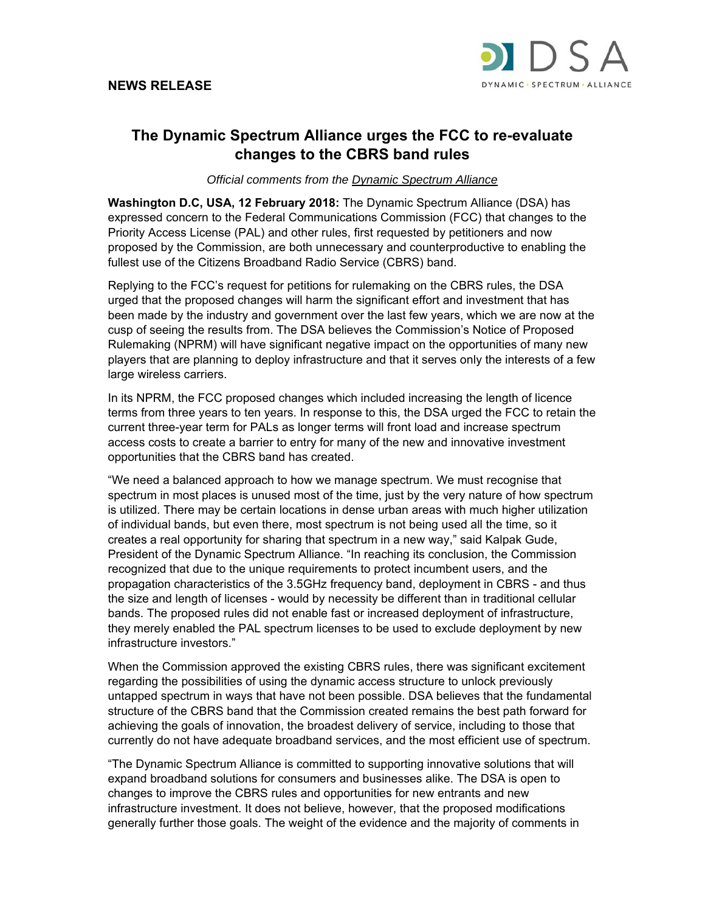**NEWS RELEASE**

# The Dynamic Spectrum Alliance urges the FCC to re-evaluate changes to the CBRS band rules

*Official comments from the Dynamic Spectrum Alliance*

**Washington D.C, USA, 12 February 2018:** The Dynamic Spectrum Alliance (DSA) has expressed concern to the Federal Communications Commission (FCC) that changes to the Priority Access License (PAL) and other rules, first requested by petitioners and now proposed by the Commission, are both unnecessary and counterproductive to enabling the fullest use of the Citizens Broadband Radio Service (CBRS) band.

Replying to the FCC's request for petitions for rulemaking on the CBRS rules, the DSA urged that the proposed changes will harm the significant effort and investment that has been made by the industry and government over the last few years, which we are now at the cusp of seeing the results from. The DSA believes the Commission's Notice of Proposed Rulemaking (NPRM) will have significant negative impact on the opportunities of many new players that are planning to deploy infrastructure and that it serves only the interests of a few large wireless carriers.

In its NPRM, the FCC proposed changes which included increasing the length of licence terms from three years to ten years. In response to this, the DSA urged the FCC to retain the current three-year term for PALs as longer terms will front load and increase spectrum access costs to create a barrier to entry for many of the new and innovative investment opportunities that the CBRS band has created.

"We need a balanced approach to how we manage spectrum. We must recognise that spectrum in most places is unused most of the time, just by the very nature of how spectrum is utilized. There may be certain locations in dense urban areas with much higher utilization of individual bands, but even there, most spectrum is not being used all the time, so it creates a real opportunity for sharing that spectrum in a new way," said Kalpak Gude, President of the Dynamic Spectrum Alliance. "In reaching its conclusion, the Commission recognized that due to the unique requirements to protect incumbent users, and the propagation characteristics of the 3.5GHz frequency band, deployment in CBRS - and thus the size and length of licenses - would by necessity be different than in traditional cellular bands. The proposed rules did not enable fast or increased deployment of infrastructure, they merely enabled the PAL spectrum licenses to be used to exclude deployment by new infrastructure investors."

When the Commission approved the existing CBRS rules, there was significant excitement regarding the possibilities of using the dynamic access structure to unlock previously untapped spectrum in ways that have not been possible. DSA believes that the fundamental structure of the CBRS band that the Commission created remains the best path forward for achieving the goals of innovation, the broadest delivery of service, including to those that currently do not have adequate broadband services, and the most efficient use of spectrum.

"The Dynamic Spectrum Alliance is committed to supporting innovative solutions that will expand broadband solutions for consumers and businesses alike. The DSA is open to changes to improve the CBRS rules and opportunities for new entrants and new infrastructure investment. It does not believe, however, that the proposed modifications generally further those goals. The weight of the evidence and the majority of comments in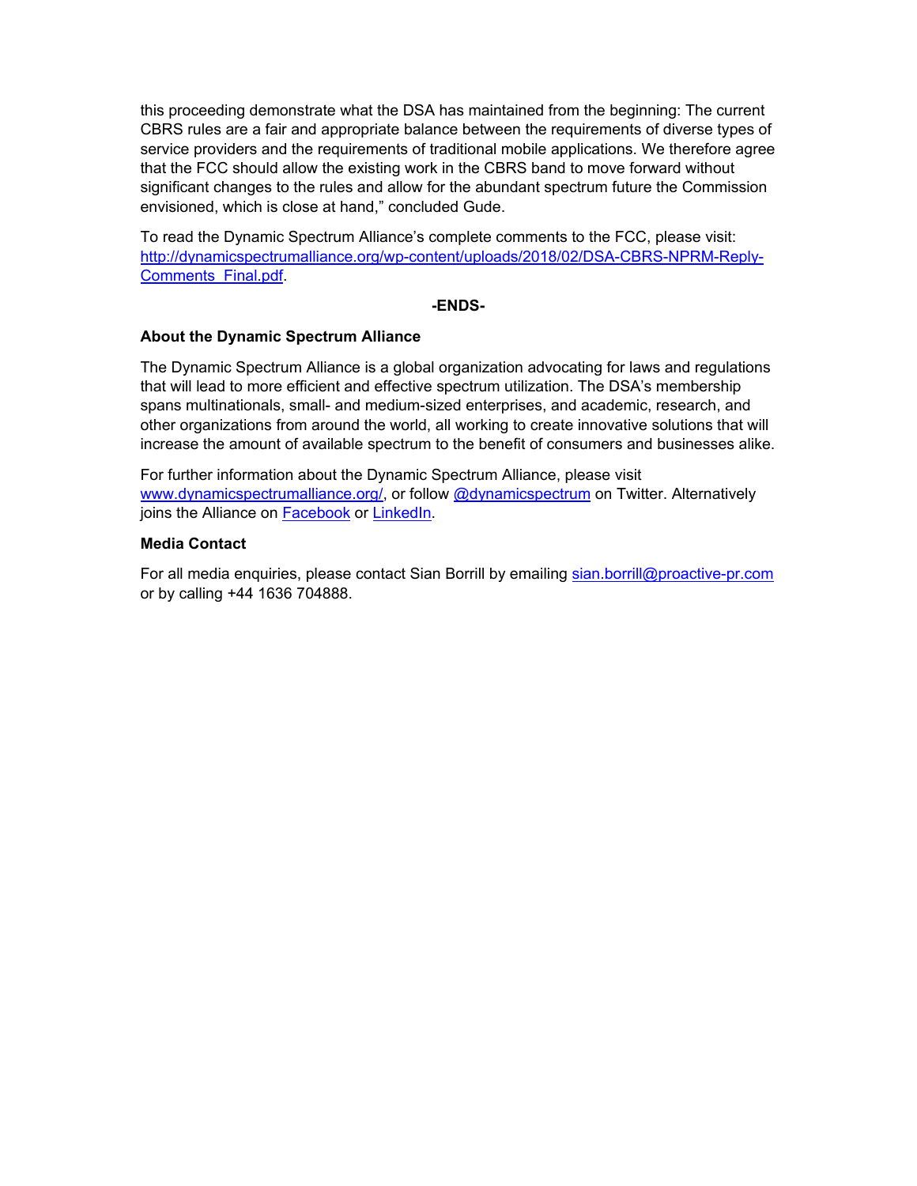this proceeding demonstrate what the DSA has maintained from the beginning: The current CBRS rules are a fair and appropriate balance between the requirements of diverse types of service providers and the requirements of traditional mobile applications. We therefore agree that the FCC should allow the existing work in the CBRS band to move forward without significant changes to the rules and allow for the abundant spectrum future the Commission envisioned, which is close at hand," concluded Gude.

To read the Dynamic Spectrum Alliance's complete comments to the FCC, please visit: [http://dynamicspectrumalliance.org/wp-content/uploads/2018/02/DSA-CBRS-NPRM-Reply-Comments_Final.pdf](http://dynamicspectrumalliance.org/wp-content/uploads/2018/02/DSA-CBRS-NPRM-Reply-Comments_Final.pdf).

**-ENDS-**

**About the Dynamic Spectrum Alliance**

The Dynamic Spectrum Alliance is a global organization advocating for laws and regulations that will lead to more efficient and effective spectrum utilization. The DSA's membership spans multinationals, small- and medium-sized enterprises, and academic, research, and other organizations from around the world, all working to create innovative solutions that will increase the amount of available spectrum to the benefit of consumers and businesses alike.

For further information about the Dynamic Spectrum Alliance, please visit [www.dynamicspectrumalliance.org/](http://www.dynamicspectrumalliance.org/), or follow [@dynamicspectrum](https://twitter.com/dynamicspectrum) on Twitter. Alternatively joins the Alliance on Facebook or LinkedIn.

**Media Contact**

For all media enquiries, please contact Sian Borrill by emailing [sian.borrill@proactive-pr.com](mailto:sian.borrill@proactive-pr.com) or by calling +44 1636 704888.